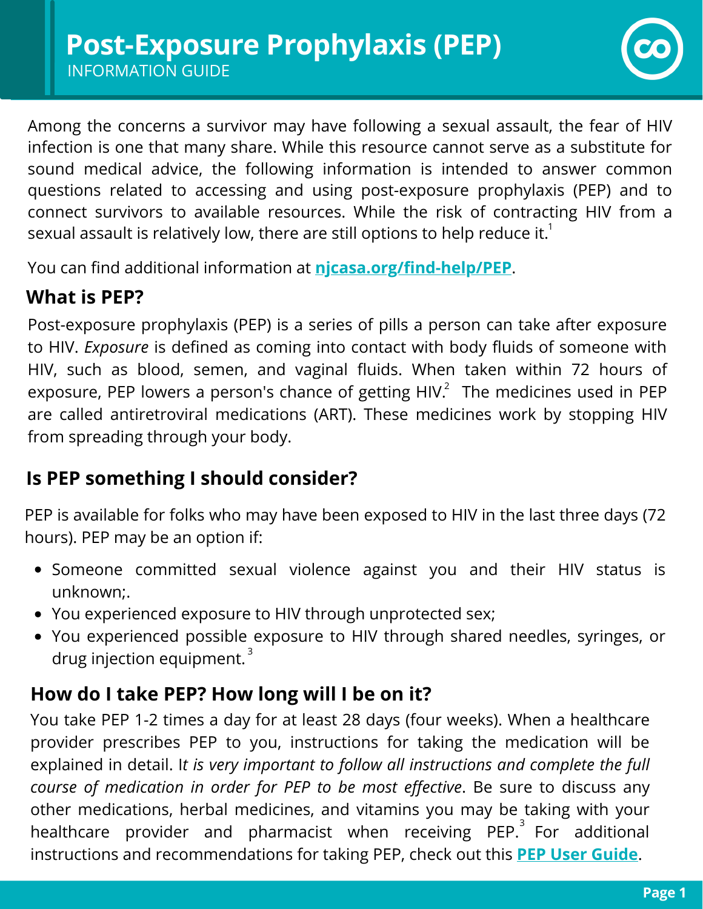# Post-Exposure Prophylaxis (PEP)

INFORMATION GUIDE

Among the concerns a survivor may have following a sexual assault, the fear of HIV infection is one that many share. While this resource cannot serve as a substitute for sound medical advice, the following information is intended to answer common questions related to accessing and using post-exposure prophylaxis (PEP) and to connect survivors to available resources. While the risk of contracting HIV from a sexual assault is relatively low, there are still options to help reduce it.[1]

You can find additional information at **njcasa.org/find-help/PEP**.

## What is PEP?

Post-exposure prophylaxis (PEP) is a series of pills a person can take after exposure to HIV. *Exposure* is defined as coming into contact with body fluids of someone with HIV, such as blood, semen, and vaginal fluids. When taken within 72 hours of exposure, PEP lowers a person's chance of getting HIV.[2] The medicines used in PEP are called antiretroviral medications (ART). These medicines work by stopping HIV from spreading through your body.

## Is PEP something I should consider?

PEP is available for folks who may have been exposed to HIV in the last three days (72 hours). PEP may be an option if:

- Someone committed sexual violence against you and their HIV status is unknown;.
- You experienced exposure to HIV through unprotected sex;
- You experienced possible exposure to HIV through shared needles, syringes, or drug injection equipment.[3]

## How do I take PEP? How long will I be on it?

You take PEP 1-2 times a day for at least 28 days (four weeks). When a healthcare provider prescribes PEP to you, instructions for taking the medication will be explained in detail. I*t is very important to follow all instructions and complete the full course of medication in order for PEP to be most effective*. Be sure to discuss any other medications, herbal medicines, and vitamins you may be taking with your healthcare provider and pharmacist when receiving PEP.[3] For additional instructions and recommendations for taking PEP, check out this **PEP User Guide**.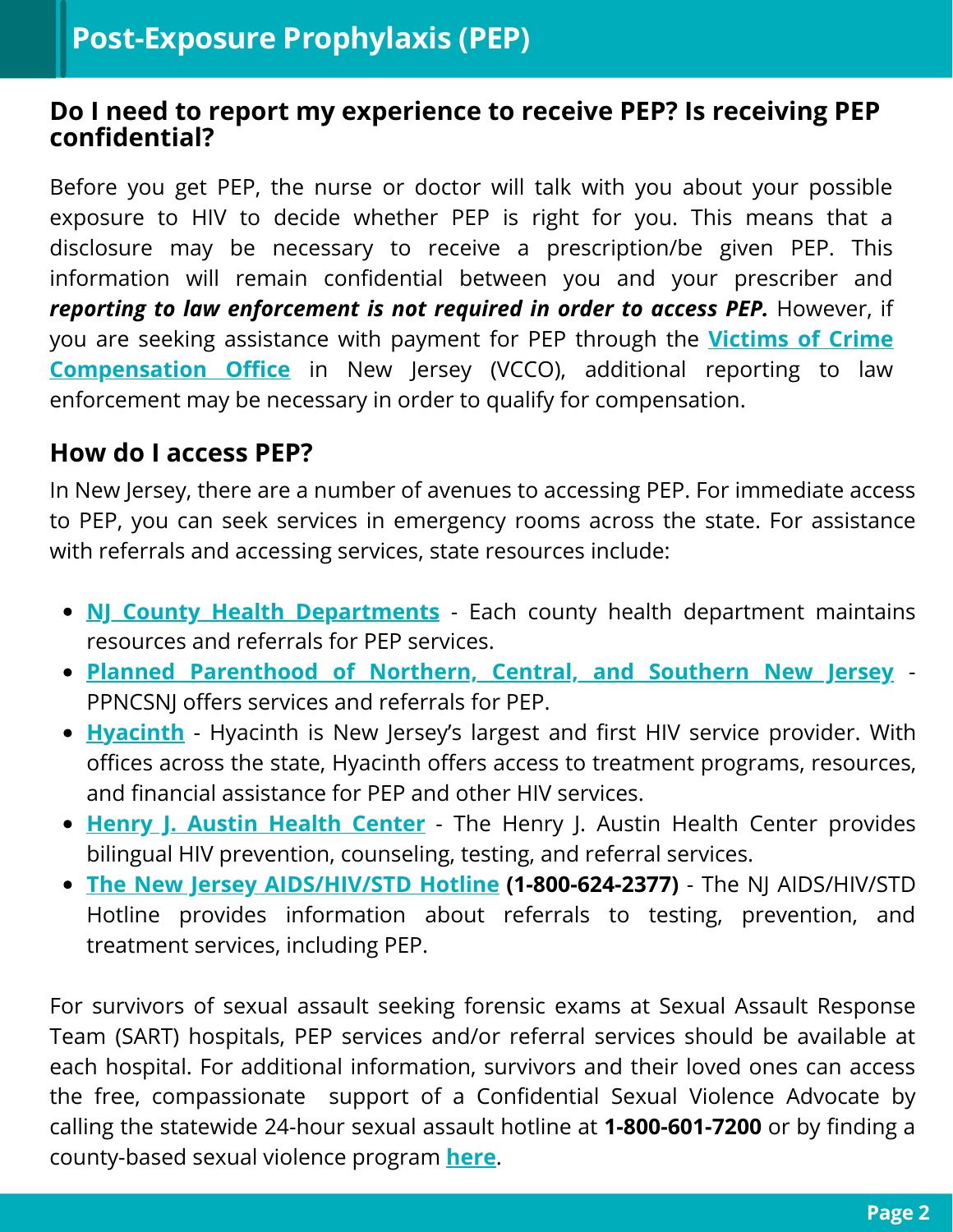# Post-Exposure Prophylaxis (PEP)

## Do I need to report my experience to receive PEP? Is receiving PEP confidential?

Before you get PEP, the nurse or doctor will talk with you about your possible exposure to HIV to decide whether PEP is right for you. This means that a disclosure may be necessary to receive a prescription/be given PEP. This information will remain confidential between you and your prescriber and ***reporting to law enforcement is not required in order to access PEP.*** However, if you are seeking assistance with payment for PEP through the **Victims of Crime Compensation Office** in New Jersey (VCCO), additional reporting to law enforcement may be necessary in order to qualify for compensation.

## How do I access PEP?

In New Jersey, there are a number of avenues to accessing PEP. For immediate access to PEP, you can seek services in emergency rooms across the state. For assistance with referrals and accessing services, state resources include:

- **NJ County Health Departments** - Each county health department maintains resources and referrals for PEP services.
- **Planned Parenthood of Northern, Central, and Southern New Jersey** - PPNCSNJ offers services and referrals for PEP.
- **Hyacinth** - Hyacinth is New Jersey's largest and first HIV service provider. With offices across the state, Hyacinth offers access to treatment programs, resources, and financial assistance for PEP and other HIV services.
- **Henry J. Austin Health Center** - The Henry J. Austin Health Center provides bilingual HIV prevention, counseling, testing, and referral services.
- **The New Jersey AIDS/HIV/STD Hotline** **(1-800-624-2377)** - The NJ AIDS/HIV/STD Hotline provides information about referrals to testing, prevention, and treatment services, including PEP.

For survivors of sexual assault seeking forensic exams at Sexual Assault Response Team (SART) hospitals, PEP services and/or referral services should be available at each hospital. For additional information, survivors and their loved ones can access the free, compassionate support of a Confidential Sexual Violence Advocate by calling the statewide 24-hour sexual assault hotline at **1-800-601-7200** or by finding a county-based sexual violence program **here**.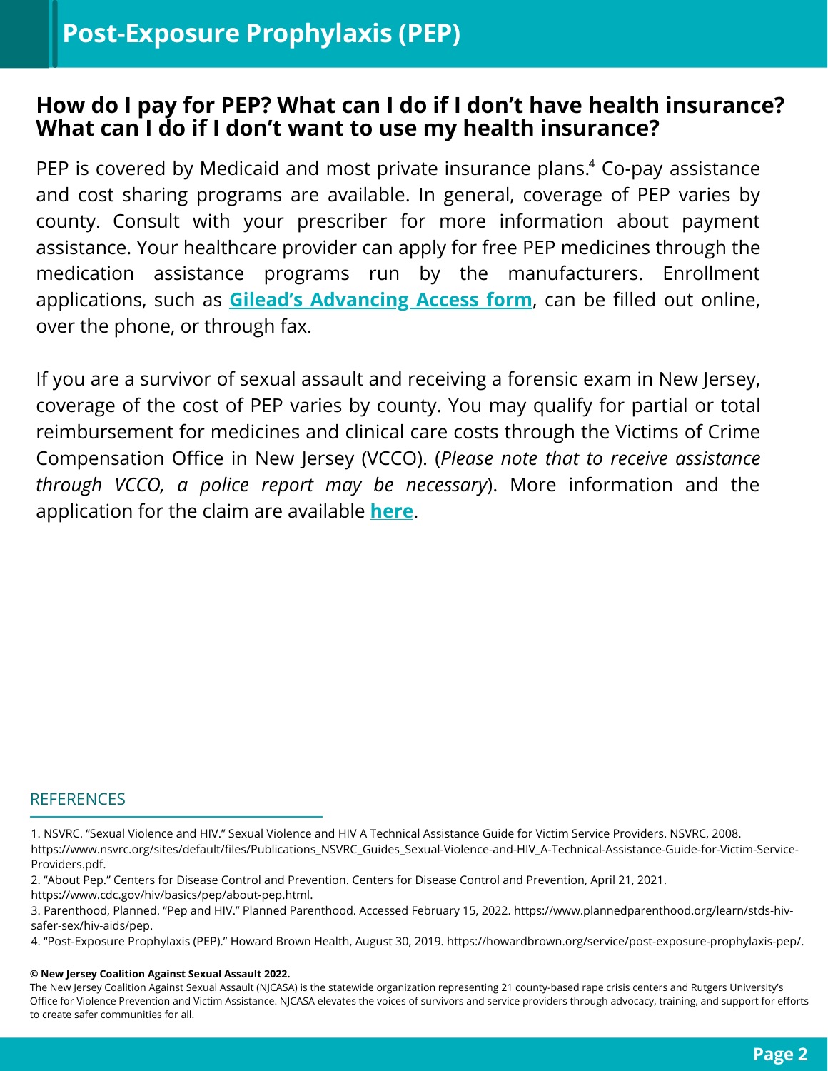## How do I pay for PEP? What can I do if I don't have health insurance? What can I do if I don't want to use my health insurance?

PEP is covered by Medicaid and most private insurance plans.[4] Co-pay assistance and cost sharing programs are available. In general, coverage of PEP varies by county. Consult with your prescriber for more information about payment assistance. Your healthcare provider can apply for free PEP medicines through the medication assistance programs run by the manufacturers. Enrollment applications, such as **Gilead's Advancing Access form**, can be filled out online, over the phone, or through fax.

If you are a survivor of sexual assault and receiving a forensic exam in New Jersey, coverage of the cost of PEP varies by county. You may qualify for partial or total reimbursement for medicines and clinical care costs through the Victims of Crime Compensation Office in New Jersey (VCCO). (*Please note that to receive assistance through VCCO, a police report may be necessary*). More information and the application for the claim are available **here**.

### REFERENCES

1. NSVRC. "Sexual Violence and HIV." Sexual Violence and HIV A Technical Assistance Guide for Victim Service Providers. NSVRC, 2008. https://www.nsvrc.org/sites/default/files/Publications_NSVRC_Guides_Sexual-Violence-and-HIV_A-Technical-Assistance-Guide-for-Victim-Service-Providers.pdf.
2. "About Pep." Centers for Disease Control and Prevention. Centers for Disease Control and Prevention, April 21, 2021. https://www.cdc.gov/hiv/basics/pep/about-pep.html.
3. Parenthood, Planned. "Pep and HIV." Planned Parenthood. Accessed February 15, 2022. https://www.plannedparenthood.org/learn/stds-hiv-safer-sex/hiv-aids/pep.
4. "Post-Exposure Prophylaxis (PEP)." Howard Brown Health, August 30, 2019. https://howardbrown.org/service/post-exposure-prophylaxis-pep/.

**© New Jersey Coalition Against Sexual Assault 2022.**

The New Jersey Coalition Against Sexual Assault (NJCASA) is the statewide organization representing 21 county-based rape crisis centers and Rutgers University's Office for Violence Prevention and Victim Assistance. NJCASA elevates the voices of survivors and service providers through advocacy, training, and support for efforts to create safer communities for all.